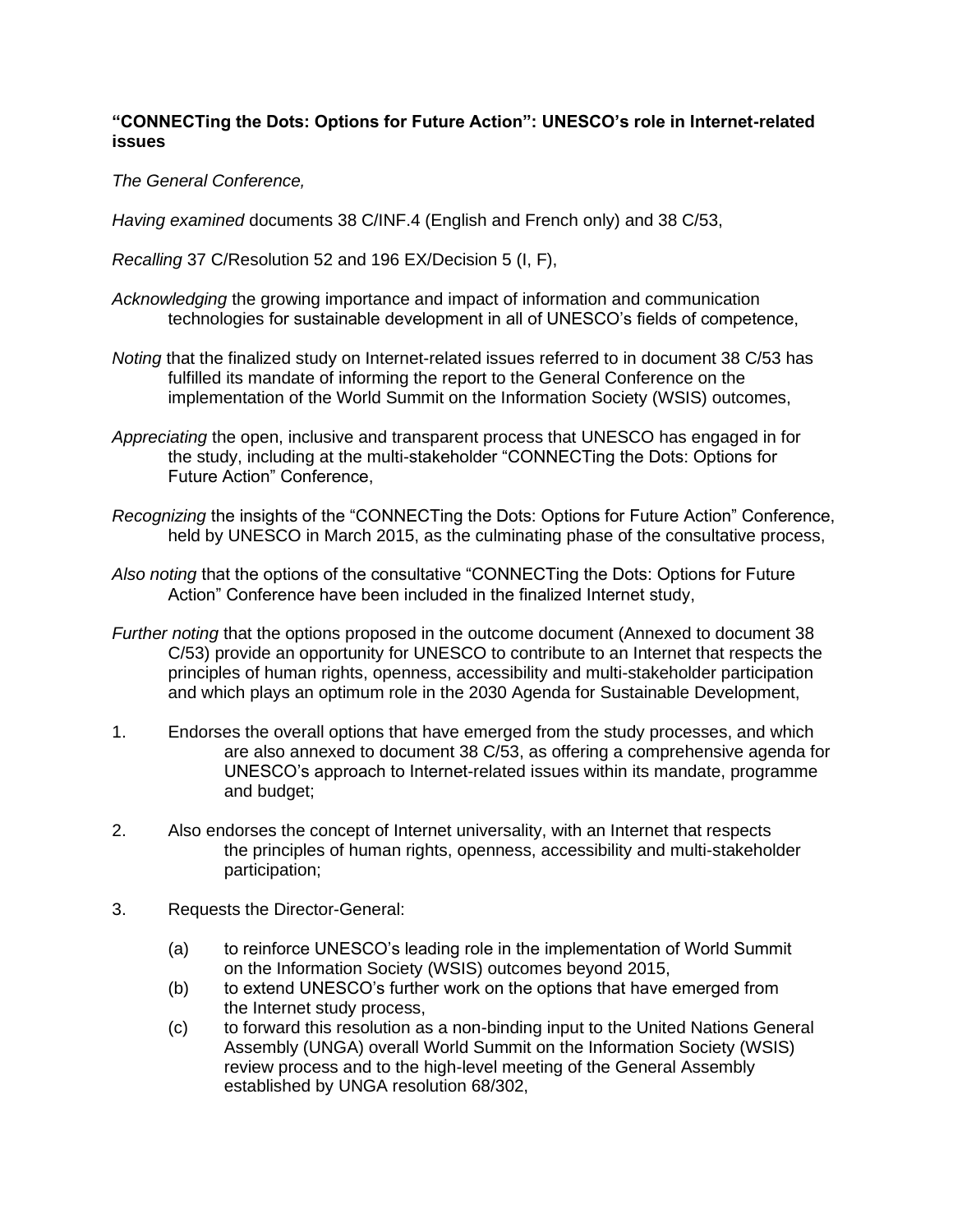**"CONNECTing the Dots: Options for Future Action": UNESCO's role in Internet-related issues**

*The General Conference,*

*Having examined* documents 38 C/INF.4 (English and French only) and 38 C/53,

*Recalling* 37 C/Resolution 52 and 196 EX/Decision 5 (I, F),

*Acknowledging* the growing importance and impact of information and communication technologies for sustainable development in all of UNESCO's fields of competence,

*Noting* that the finalized study on Internet-related issues referred to in document 38 C/53 has fulfilled its mandate of informing the report to the General Conference on the implementation of the World Summit on the Information Society (WSIS) outcomes,

*Appreciating* the open, inclusive and transparent process that UNESCO has engaged in for the study, including at the multi-stakeholder "CONNECTing the Dots: Options for Future Action" Conference,

*Recognizing* the insights of the "CONNECTing the Dots: Options for Future Action" Conference, held by UNESCO in March 2015, as the culminating phase of the consultative process,

*Also noting* that the options of the consultative "CONNECTing the Dots: Options for Future Action" Conference have been included in the finalized Internet study,

*Further noting* that the options proposed in the outcome document (Annexed to document 38 C/53) provide an opportunity for UNESCO to contribute to an Internet that respects the principles of human rights, openness, accessibility and multi-stakeholder participation and which plays an optimum role in the 2030 Agenda for Sustainable Development,

1. Endorses the overall options that have emerged from the study processes, and which are also annexed to document 38 C/53, as offering a comprehensive agenda for UNESCO's approach to Internet-related issues within its mandate, programme and budget;

2. Also endorses the concept of Internet universality, with an Internet that respects the principles of human rights, openness, accessibility and multi-stakeholder participation;

3. Requests the Director-General:

   (a) to reinforce UNESCO's leading role in the implementation of World Summit on the Information Society (WSIS) outcomes beyond 2015,

   (b) to extend UNESCO's further work on the options that have emerged from the Internet study process,

   (c) to forward this resolution as a non-binding input to the United Nations General Assembly (UNGA) overall World Summit on the Information Society (WSIS) review process and to the high-level meeting of the General Assembly established by UNGA resolution 68/302,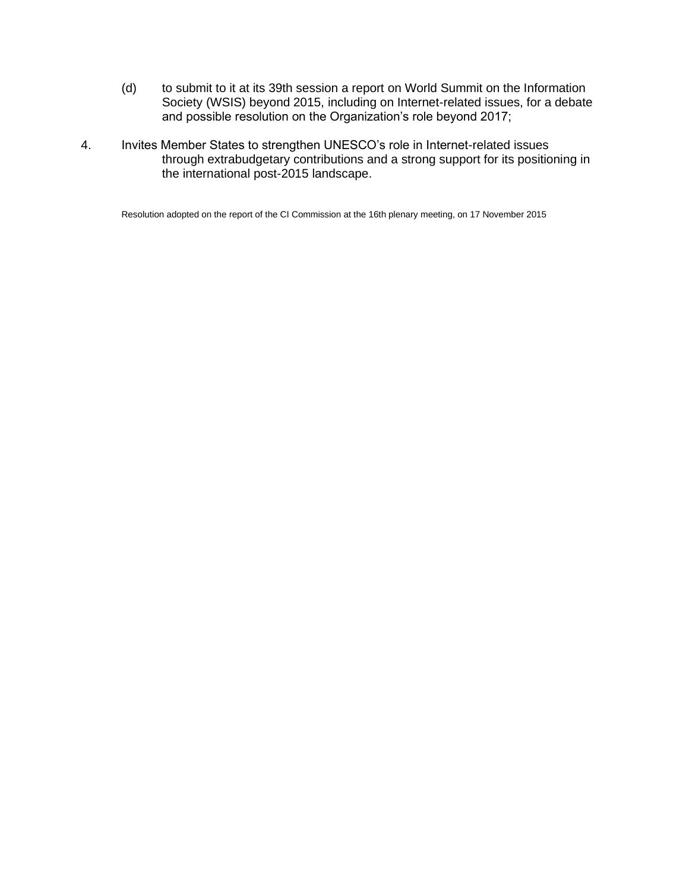(d) to submit to it at its 39th session a report on World Summit on the Information Society (WSIS) beyond 2015, including on Internet-related issues, for a debate and possible resolution on the Organization's role beyond 2017;

4. Invites Member States to strengthen UNESCO's role in Internet-related issues through extrabudgetary contributions and a strong support for its positioning in the international post-2015 landscape.

Resolution adopted on the report of the CI Commission at the 16th plenary meeting, on 17 November 2015